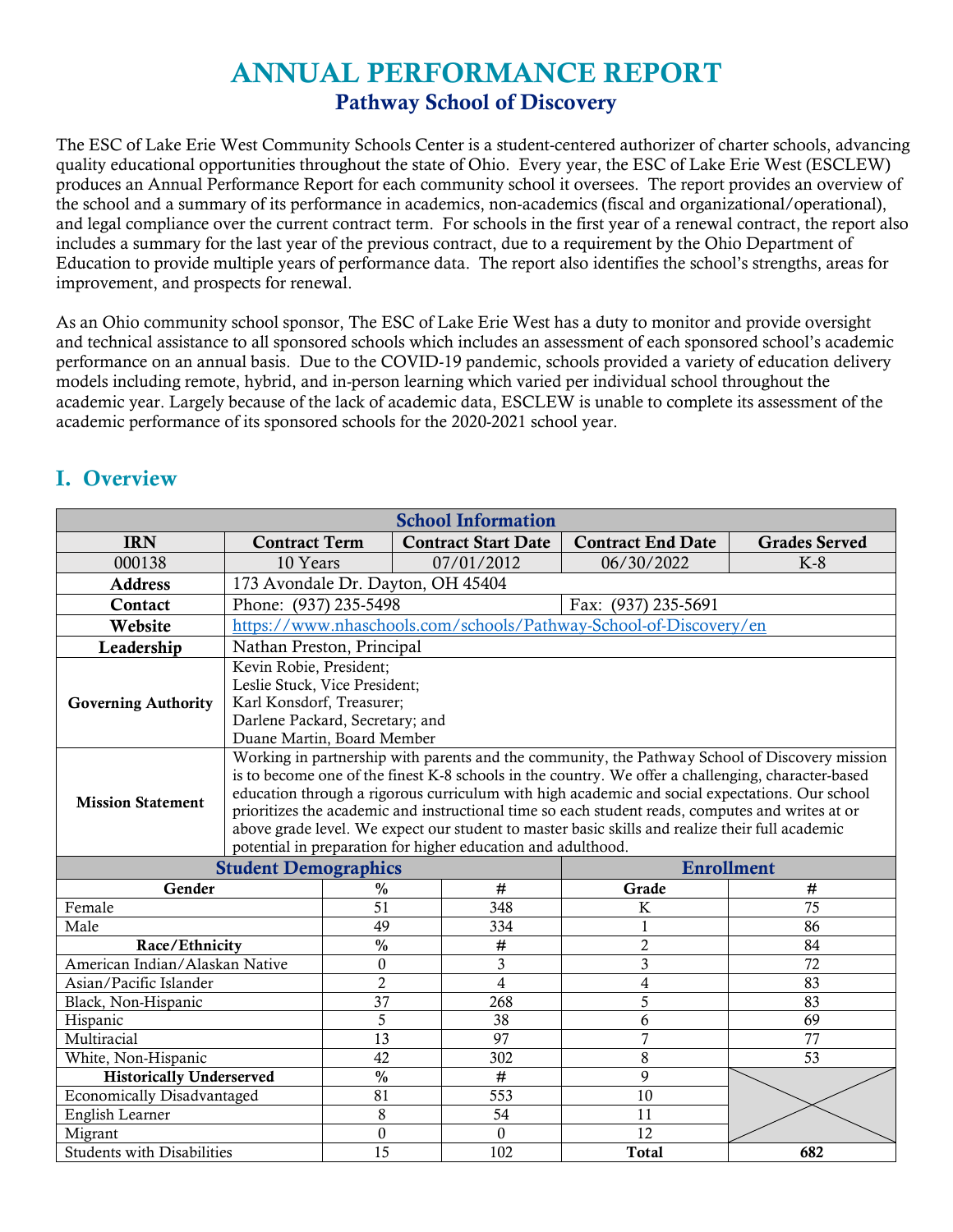# ANNUAL PERFORMANCE REPORT

## Pathway School of Discovery

The ESC of Lake Erie West Community Schools Center is a student-centered authorizer of charter schools, advancing quality educational opportunities throughout the state of Ohio. Every year, the ESC of Lake Erie West (ESCLEW) produces an Annual Performance Report for each community school it oversees. The report provides an overview of the school and a summary of its performance in academics, non-academics (fiscal and organizational/operational), and legal compliance over the current contract term. For schools in the first year of a renewal contract, the report also includes a summary for the last year of the previous contract, due to a requirement by the Ohio Department of Education to provide multiple years of performance data. The report also identifies the school's strengths, areas for improvement, and prospects for renewal.

As an Ohio community school sponsor, The ESC of Lake Erie West has a duty to monitor and provide oversight and technical assistance to all sponsored schools which includes an assessment of each sponsored school's academic performance on an annual basis. Due to the COVID-19 pandemic, schools provided a variety of education delivery models including remote, hybrid, and in-person learning which varied per individual school throughout the academic year. Largely because of the lack of academic data, ESCLEW is unable to complete its assessment of the academic performance of its sponsored schools for the 2020-2021 school year.

## I. Overview

| School Information | | | | |
|---|---|---|---|---|
| **IRN** | **Contract Term** | **Contract Start Date** | **Contract End Date** | **Grades Served** |
| 000138 | 10 Years | 07/01/2012 | 06/30/2022 | K-8 |
| **Address** | 173 Avondale Dr. Dayton, OH 45404 | | | |
| **Contact** | Phone: (937) 235-5498 | | Fax: (937) 235-5691 | |
| **Website** | https://www.nhaschools.com/schools/Pathway-School-of-Discovery/en | | | |
| **Leadership** | Nathan Preston, Principal | | | |
| **Governing Authority** | Kevin Robie, President; Leslie Stuck, Vice President; Karl Konsdorf, Treasurer; Darlene Packard, Secretary; and Duane Martin, Board Member | | | |
| **Mission Statement** | Working in partnership with parents and the community, the Pathway School of Discovery mission is to become one of the finest K-8 schools in the country. We offer a challenging, character-based education through a rigorous curriculum with high academic and social expectations. Our school prioritizes the academic and instructional time so each student reads, computes and writes at or above grade level. We expect our student to master basic skills and realize their full academic potential in preparation for higher education and adulthood. | | | |

| Student Demographics | | | Enrollment | |
|---|---|---|---|---|
| **Gender** | **%** | **#** | **Grade** | **#** |
| Female | 51 | 348 | K | 75 |
| Male | 49 | 334 | 1 | 86 |
| **Race/Ethnicity** | **%** | **#** | 2 | 84 |
| American Indian/Alaskan Native | 0 | 3 | 3 | 72 |
| Asian/Pacific Islander | 2 | 4 | 4 | 83 |
| Black, Non-Hispanic | 37 | 268 | 5 | 83 |
| Hispanic | 5 | 38 | 6 | 69 |
| Multiracial | 13 | 97 | 7 | 77 |
| White, Non-Hispanic | 42 | 302 | 8 | 53 |
| **Historically Underserved** | **%** | **#** | 9 | |
| Economically Disadvantaged | 81 | 553 | 10 | |
| English Learner | 8 | 54 | 11 | |
| Migrant | 0 | 0 | 12 | |
| Students with Disabilities | 15 | 102 | **Total** | **682** |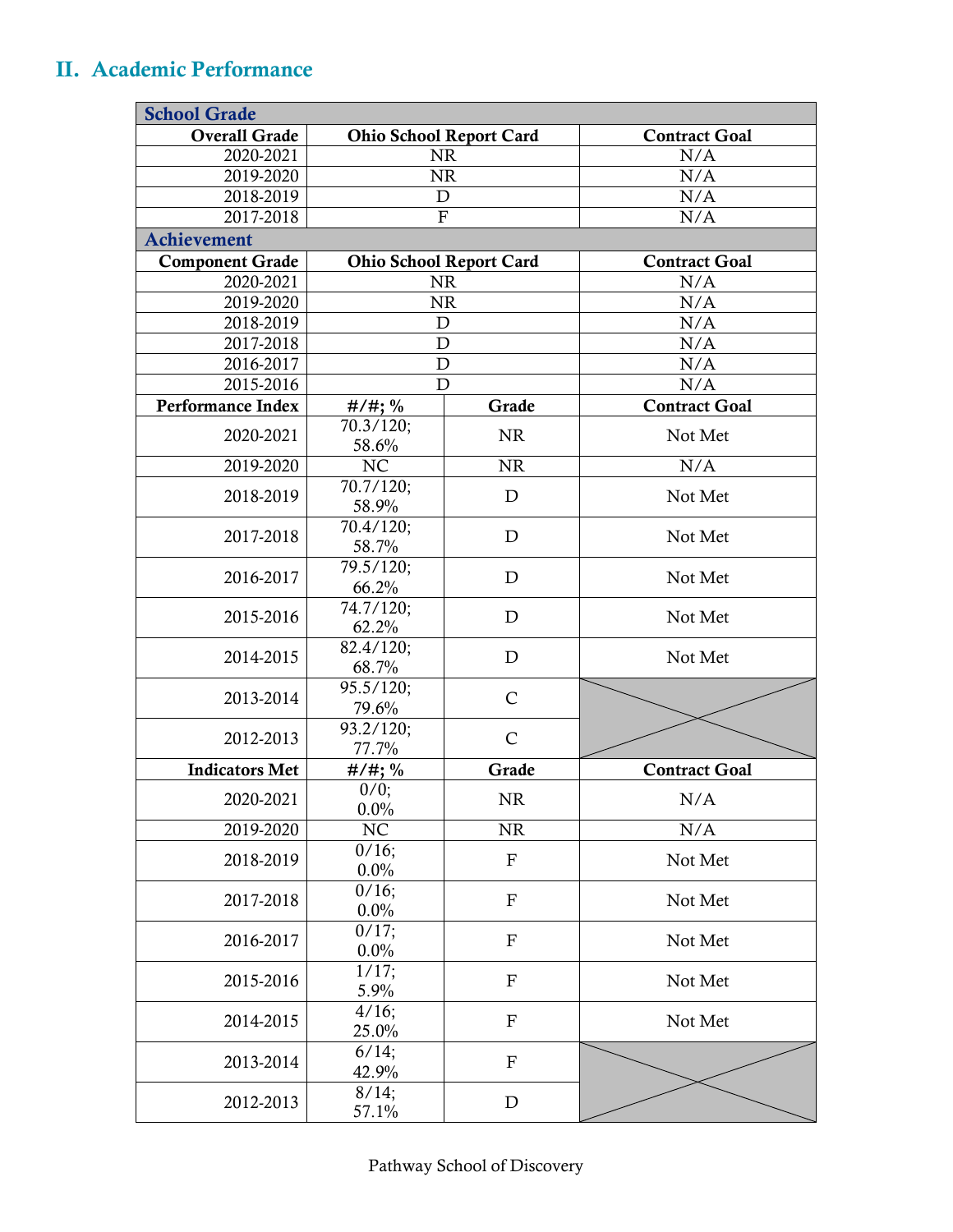## II. Academic Performance

| School Grade | | | |
|---|---|---|---|
| **Overall Grade** | **Ohio School Report Card** | | **Contract Goal** |
| 2020-2021 | NR | | N/A |
| 2019-2020 | NR | | N/A |
| 2018-2019 | D | | N/A |
| 2017-2018 | F | | N/A |
| **Achievement** | | | |
| **Component Grade** | **Ohio School Report Card** | | **Contract Goal** |
| 2020-2021 | NR | | N/A |
| 2019-2020 | NR | | N/A |
| 2018-2019 | D | | N/A |
| 2017-2018 | D | | N/A |
| 2016-2017 | D | | N/A |
| 2015-2016 | D | | N/A |
| **Performance Index** | **#/#; %** | **Grade** | **Contract Goal** |
| 2020-2021 | 70.3/120; 58.6% | NR | Not Met |
| 2019-2020 | NC | NR | N/A |
| 2018-2019 | 70.7/120; 58.9% | D | Not Met |
| 2017-2018 | 70.4/120; 58.7% | D | Not Met |
| 2016-2017 | 79.5/120; 66.2% | D | Not Met |
| 2015-2016 | 74.7/120; 62.2% | D | Not Met |
| 2014-2015 | 82.4/120; 68.7% | D | Not Met |
| 2013-2014 | 95.5/120; 79.6% | C | |
| 2012-2013 | 93.2/120; 77.7% | C | |
| **Indicators Met** | **#/#; %** | **Grade** | **Contract Goal** |
| 2020-2021 | 0/0; 0.0% | NR | N/A |
| 2019-2020 | NC | NR | N/A |
| 2018-2019 | 0/16; 0.0% | F | Not Met |
| 2017-2018 | 0/16; 0.0% | F | Not Met |
| 2016-2017 | 0/17; 0.0% | F | Not Met |
| 2015-2016 | 1/17; 5.9% | F | Not Met |
| 2014-2015 | 4/16; 25.0% | F | Not Met |
| 2013-2014 | 6/14; 42.9% | F | |
| 2012-2013 | 8/14; 57.1% | D | |

Pathway School of Discovery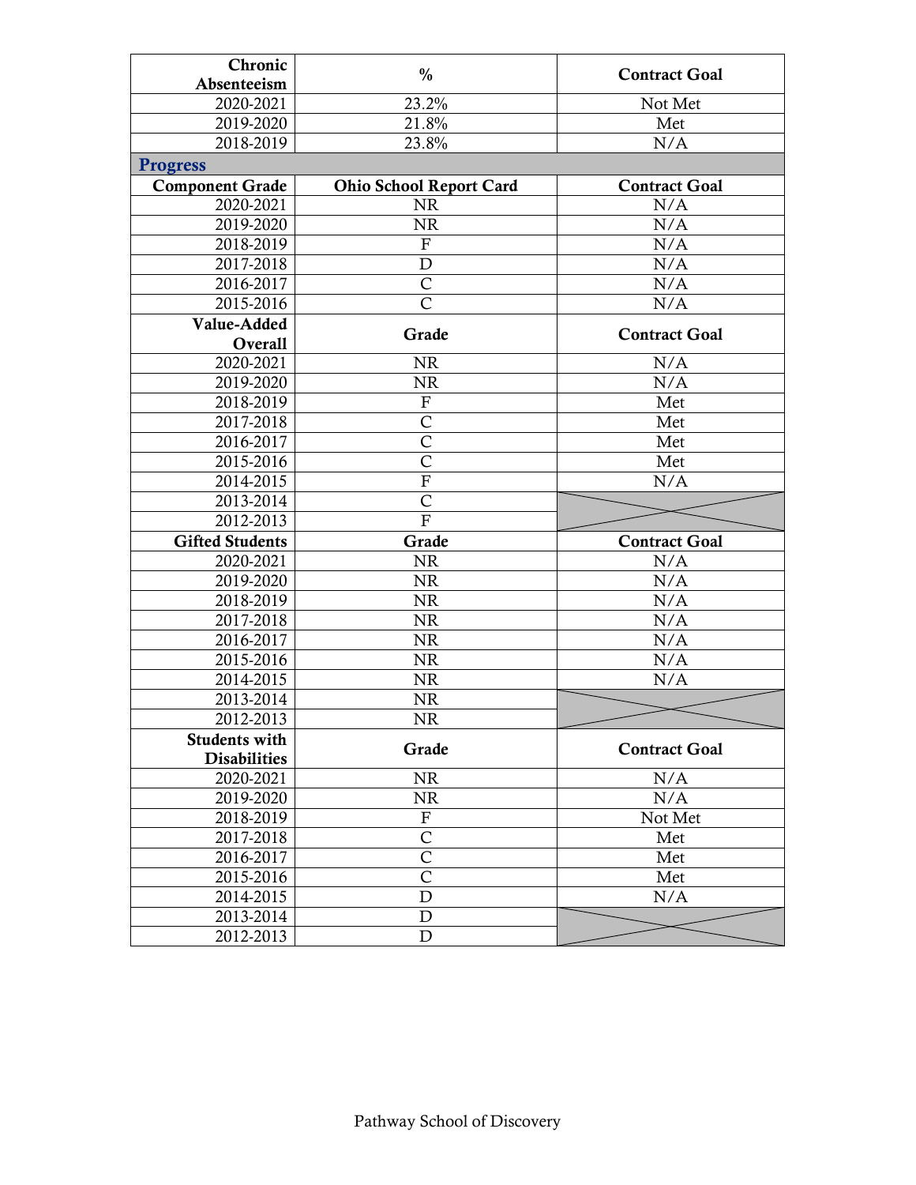| Chronic Absenteeism | % | Contract Goal |
|---|---|---|
| 2020-2021 | 23.2% | Not Met |
| 2019-2020 | 21.8% | Met |
| 2018-2019 | 23.8% | N/A |

## Progress

| Component Grade | Ohio School Report Card | Contract Goal |
|---|---|---|
| 2020-2021 | NR | N/A |
| 2019-2020 | NR | N/A |
| 2018-2019 | F | N/A |
| 2017-2018 | D | N/A |
| 2016-2017 | C | N/A |
| 2015-2016 | C | N/A |

| Value-Added Overall | Grade | Contract Goal |
|---|---|---|
| 2020-2021 | NR | N/A |
| 2019-2020 | NR | N/A |
| 2018-2019 | F | Met |
| 2017-2018 | C | Met |
| 2016-2017 | C | Met |
| 2015-2016 | C | Met |
| 2014-2015 | F | N/A |
| 2013-2014 | C | |
| 2012-2013 | F | |

| Gifted Students | Grade | Contract Goal |
|---|---|---|
| 2020-2021 | NR | N/A |
| 2019-2020 | NR | N/A |
| 2018-2019 | NR | N/A |
| 2017-2018 | NR | N/A |
| 2016-2017 | NR | N/A |
| 2015-2016 | NR | N/A |
| 2014-2015 | NR | N/A |
| 2013-2014 | NR | |
| 2012-2013 | NR | |

| Students with Disabilities | Grade | Contract Goal |
|---|---|---|
| 2020-2021 | NR | N/A |
| 2019-2020 | NR | N/A |
| 2018-2019 | F | Not Met |
| 2017-2018 | C | Met |
| 2016-2017 | C | Met |
| 2015-2016 | C | Met |
| 2014-2015 | D | N/A |
| 2013-2014 | D | |
| 2012-2013 | D | |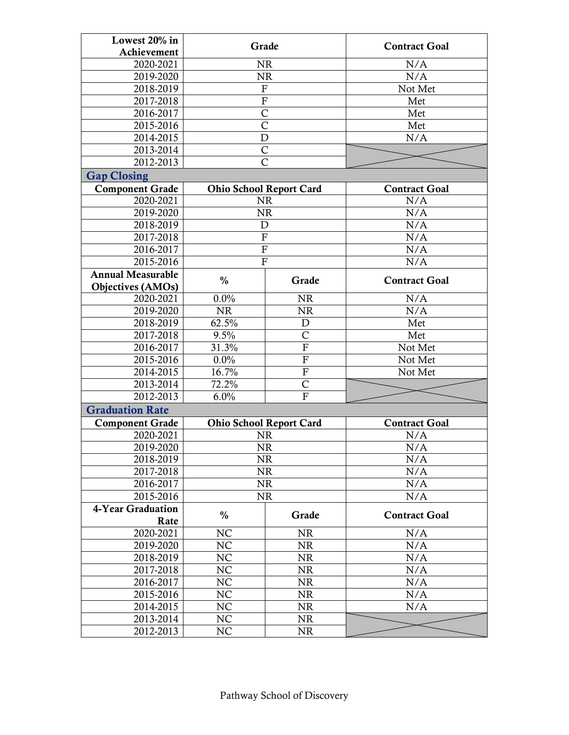| Lowest 20% in Achievement | Grade | Contract Goal |
|---|---|---|
| 2020-2021 | NR | N/A |
| 2019-2020 | NR | N/A |
| 2018-2019 | F | Not Met |
| 2017-2018 | F | Met |
| 2016-2017 | C | Met |
| 2015-2016 | C | Met |
| 2014-2015 | D | N/A |
| 2013-2014 | C | |
| 2012-2013 | C | |

## Gap Closing

| Component Grade | Ohio School Report Card | Contract Goal |
|---|---|---|
| 2020-2021 | NR | N/A |
| 2019-2020 | NR | N/A |
| 2018-2019 | D | N/A |
| 2017-2018 | F | N/A |
| 2016-2017 | F | N/A |
| 2015-2016 | F | N/A |

| Annual Measurable Objectives (AMOs) | % | Grade | Contract Goal |
|---|---|---|---|
| 2020-2021 | 0.0% | NR | N/A |
| 2019-2020 | NR | NR | N/A |
| 2018-2019 | 62.5% | D | Met |
| 2017-2018 | 9.5% | C | Met |
| 2016-2017 | 31.3% | F | Not Met |
| 2015-2016 | 0.0% | F | Not Met |
| 2014-2015 | 16.7% | F | Not Met |
| 2013-2014 | 72.2% | C | |
| 2012-2013 | 6.0% | F | |

## Graduation Rate

| Component Grade | Ohio School Report Card | Contract Goal |
|---|---|---|
| 2020-2021 | NR | N/A |
| 2019-2020 | NR | N/A |
| 2018-2019 | NR | N/A |
| 2017-2018 | NR | N/A |
| 2016-2017 | NR | N/A |
| 2015-2016 | NR | N/A |

| 4-Year Graduation Rate | % | Grade | Contract Goal |
|---|---|---|---|
| 2020-2021 | NC | NR | N/A |
| 2019-2020 | NC | NR | N/A |
| 2018-2019 | NC | NR | N/A |
| 2017-2018 | NC | NR | N/A |
| 2016-2017 | NC | NR | N/A |
| 2015-2016 | NC | NR | N/A |
| 2014-2015 | NC | NR | N/A |
| 2013-2014 | NC | NR | |
| 2012-2013 | NC | NR | |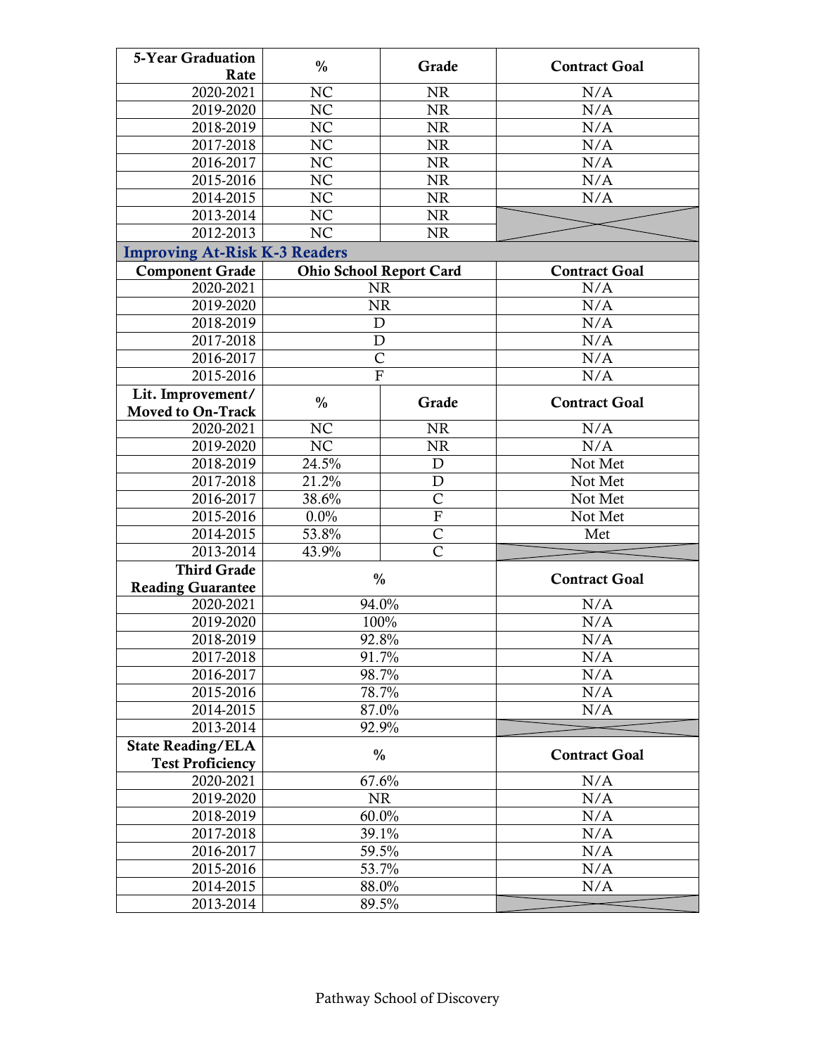| 5-Year Graduation Rate | % | Grade | Contract Goal |
|---|---|---|---|
| 2020-2021 | NC | NR | N/A |
| 2019-2020 | NC | NR | N/A |
| 2018-2019 | NC | NR | N/A |
| 2017-2018 | NC | NR | N/A |
| 2016-2017 | NC | NR | N/A |
| 2015-2016 | NC | NR | N/A |
| 2014-2015 | NC | NR | N/A |
| 2013-2014 | NC | NR | |
| 2012-2013 | NC | NR | |

## Improving At-Risk K-3 Readers

| Component Grade | Ohio School Report Card | | Contract Goal |
|---|---|---|---|
| 2020-2021 | NR | | N/A |
| 2019-2020 | NR | | N/A |
| 2018-2019 | D | | N/A |
| 2017-2018 | D | | N/A |
| 2016-2017 | C | | N/A |
| 2015-2016 | F | | N/A |

| Lit. Improvement/ Moved to On-Track | % | Grade | Contract Goal |
|---|---|---|---|
| 2020-2021 | NC | NR | N/A |
| 2019-2020 | NC | NR | N/A |
| 2018-2019 | 24.5% | D | Not Met |
| 2017-2018 | 21.2% | D | Not Met |
| 2016-2017 | 38.6% | C | Not Met |
| 2015-2016 | 0.0% | F | Not Met |
| 2014-2015 | 53.8% | C | Met |
| 2013-2014 | 43.9% | C | |

| Third Grade Reading Guarantee | % | Contract Goal |
|---|---|---|
| 2020-2021 | 94.0% | N/A |
| 2019-2020 | 100% | N/A |
| 2018-2019 | 92.8% | N/A |
| 2017-2018 | 91.7% | N/A |
| 2016-2017 | 98.7% | N/A |
| 2015-2016 | 78.7% | N/A |
| 2014-2015 | 87.0% | N/A |
| 2013-2014 | 92.9% | |

| State Reading/ELA Test Proficiency | % | Contract Goal |
|---|---|---|
| 2020-2021 | 67.6% | N/A |
| 2019-2020 | NR | N/A |
| 2018-2019 | 60.0% | N/A |
| 2017-2018 | 39.1% | N/A |
| 2016-2017 | 59.5% | N/A |
| 2015-2016 | 53.7% | N/A |
| 2014-2015 | 88.0% | N/A |
| 2013-2014 | 89.5% | |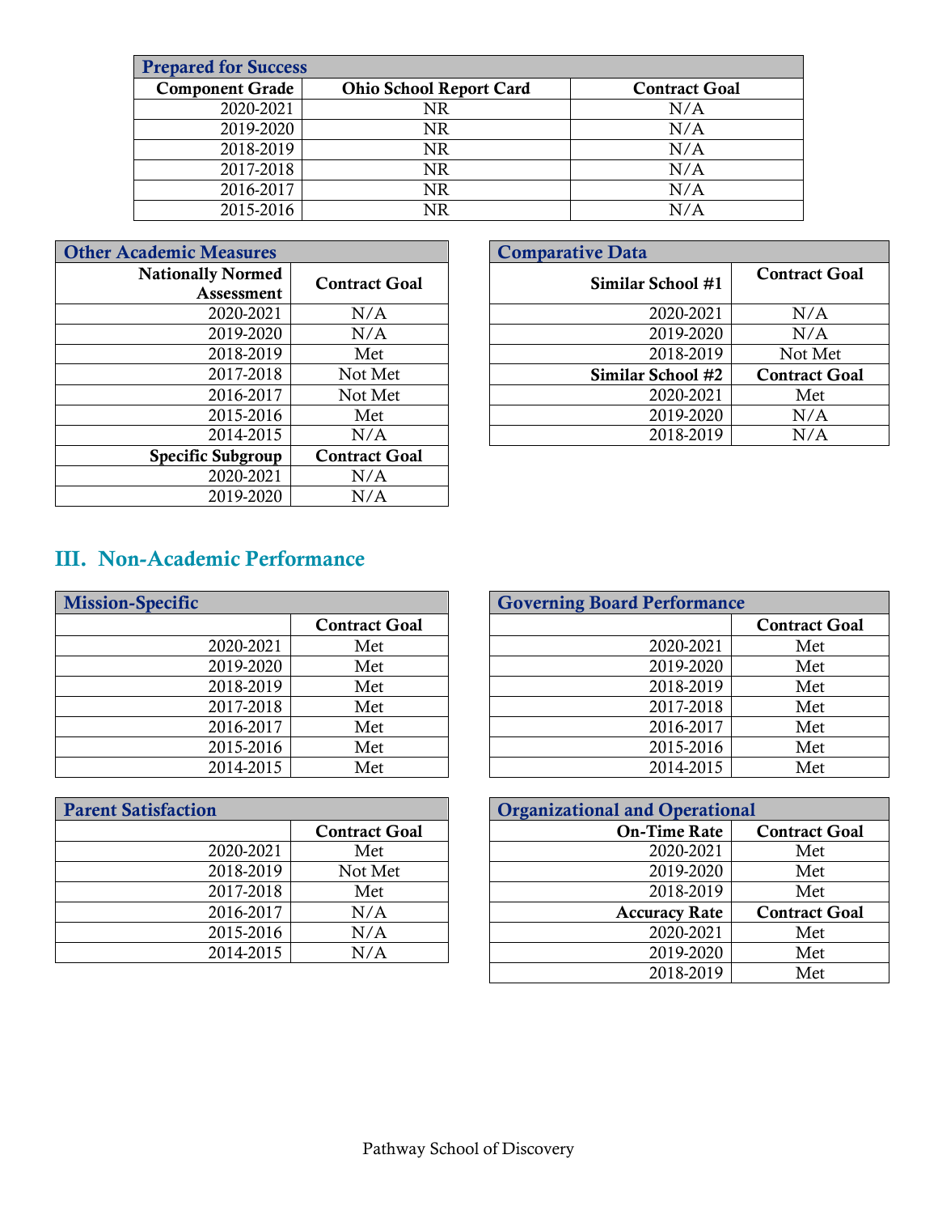| Prepared for Success | | |
| --- | --- | --- |
| **Component Grade** | **Ohio School Report Card** | **Contract Goal** |
| 2020-2021 | NR | N/A |
| 2019-2020 | NR | N/A |
| 2018-2019 | NR | N/A |
| 2017-2018 | NR | N/A |
| 2016-2017 | NR | N/A |
| 2015-2016 | NR | N/A |

| Other Academic Measures | |
| --- | --- |
| **Nationally Normed Assessment** | **Contract Goal** |
| 2020-2021 | N/A |
| 2019-2020 | N/A |
| 2018-2019 | Met |
| 2017-2018 | Not Met |
| 2016-2017 | Not Met |
| 2015-2016 | Met |
| 2014-2015 | N/A |
| **Specific Subgroup** | **Contract Goal** |
| 2020-2021 | N/A |
| 2019-2020 | N/A |

| Comparative Data | |
| --- | --- |
| **Similar School #1** | **Contract Goal** |
| 2020-2021 | N/A |
| 2019-2020 | N/A |
| 2018-2019 | Not Met |
| **Similar School #2** | **Contract Goal** |
| 2020-2021 | Met |
| 2019-2020 | N/A |
| 2018-2019 | N/A |

## III. Non-Academic Performance

| Mission-Specific | |
| --- | --- |
| | **Contract Goal** |
| 2020-2021 | Met |
| 2019-2020 | Met |
| 2018-2019 | Met |
| 2017-2018 | Met |
| 2016-2017 | Met |
| 2015-2016 | Met |
| 2014-2015 | Met |

| Governing Board Performance | |
| --- | --- |
| | **Contract Goal** |
| 2020-2021 | Met |
| 2019-2020 | Met |
| 2018-2019 | Met |
| 2017-2018 | Met |
| 2016-2017 | Met |
| 2015-2016 | Met |
| 2014-2015 | Met |

| Parent Satisfaction | |
| --- | --- |
| | **Contract Goal** |
| 2020-2021 | Met |
| 2018-2019 | Not Met |
| 2017-2018 | Met |
| 2016-2017 | N/A |
| 2015-2016 | N/A |
| 2014-2015 | N/A |

| Organizational and Operational | |
| --- | --- |
| **On-Time Rate** | **Contract Goal** |
| 2020-2021 | Met |
| 2019-2020 | Met |
| 2018-2019 | Met |
| **Accuracy Rate** | **Contract Goal** |
| 2020-2021 | Met |
| 2019-2020 | Met |
| 2018-2019 | Met |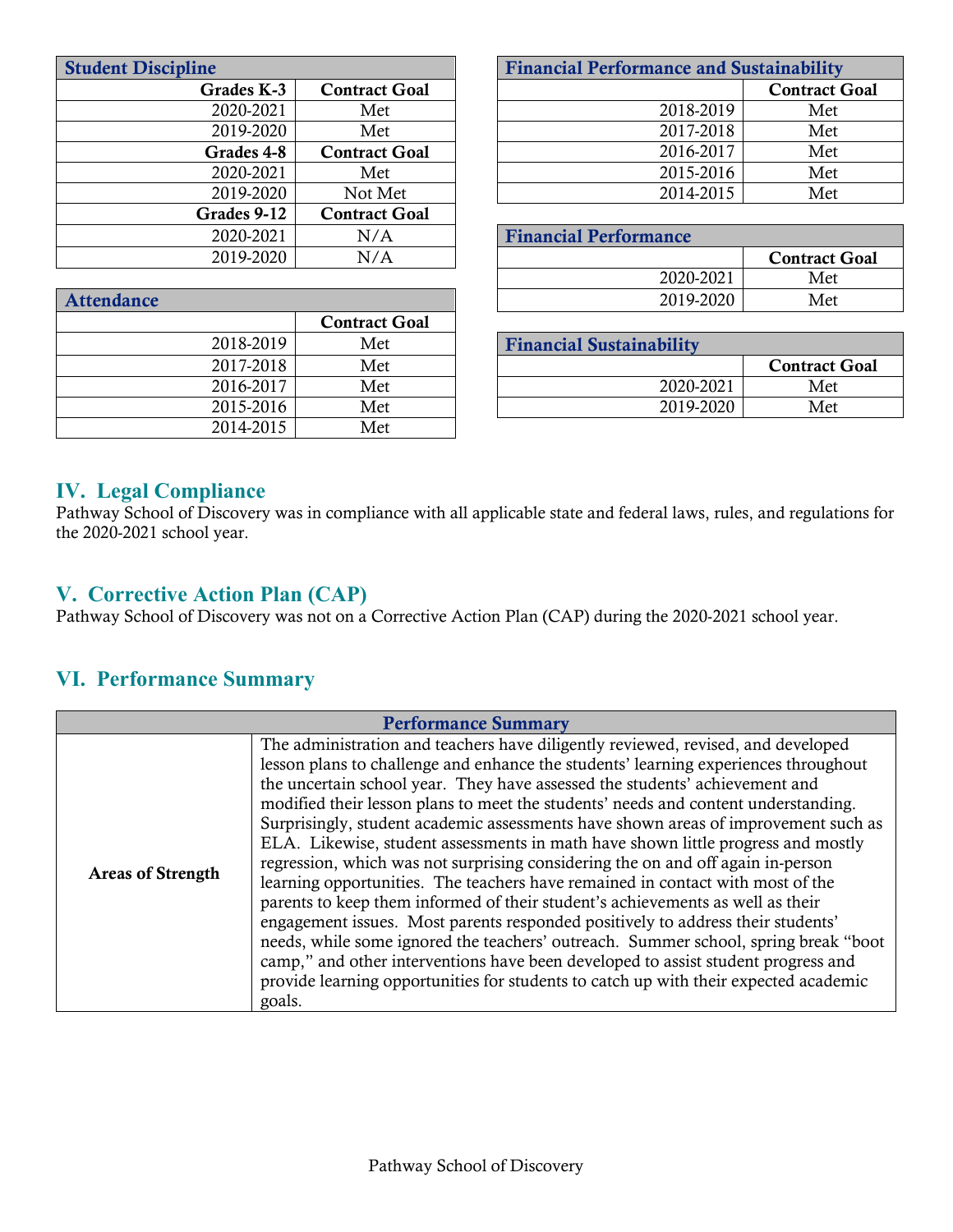| Student Discipline | |
|---|---|
| **Grades K-3** | **Contract Goal** |
| 2020-2021 | Met |
| 2019-2020 | Met |
| **Grades 4-8** | **Contract Goal** |
| 2020-2021 | Met |
| 2019-2020 | Not Met |
| **Grades 9-12** | **Contract Goal** |
| 2020-2021 | N/A |
| 2019-2020 | N/A |

| Attendance | |
|---|---|
| | **Contract Goal** |
| 2018-2019 | Met |
| 2017-2018 | Met |
| 2016-2017 | Met |
| 2015-2016 | Met |
| 2014-2015 | Met |

| Financial Performance and Sustainability | |
|---|---|
| | **Contract Goal** |
| 2018-2019 | Met |
| 2017-2018 | Met |
| 2016-2017 | Met |
| 2015-2016 | Met |
| 2014-2015 | Met |

| Financial Performance | |
|---|---|
| | **Contract Goal** |
| 2020-2021 | Met |
| 2019-2020 | Met |

| Financial Sustainability | |
|---|---|
| | **Contract Goal** |
| 2020-2021 | Met |
| 2019-2020 | Met |

## IV. Legal Compliance

Pathway School of Discovery was in compliance with all applicable state and federal laws, rules, and regulations for the 2020-2021 school year.

## V. Corrective Action Plan (CAP)

Pathway School of Discovery was not on a Corrective Action Plan (CAP) during the 2020-2021 school year.

## VI. Performance Summary

| Performance Summary | |
|---|---|
| **Areas of Strength** | The administration and teachers have diligently reviewed, revised, and developed lesson plans to challenge and enhance the students' learning experiences throughout the uncertain school year. They have assessed the students' achievement and modified their lesson plans to meet the students' needs and content understanding. Surprisingly, student academic assessments have shown areas of improvement such as ELA. Likewise, student assessments in math have shown little progress and mostly regression, which was not surprising considering the on and off again in-person learning opportunities. The teachers have remained in contact with most of the parents to keep them informed of their student's achievements as well as their engagement issues. Most parents responded positively to address their students' needs, while some ignored the teachers' outreach. Summer school, spring break "boot camp," and other interventions have been developed to assist student progress and provide learning opportunities for students to catch up with their expected academic goals. |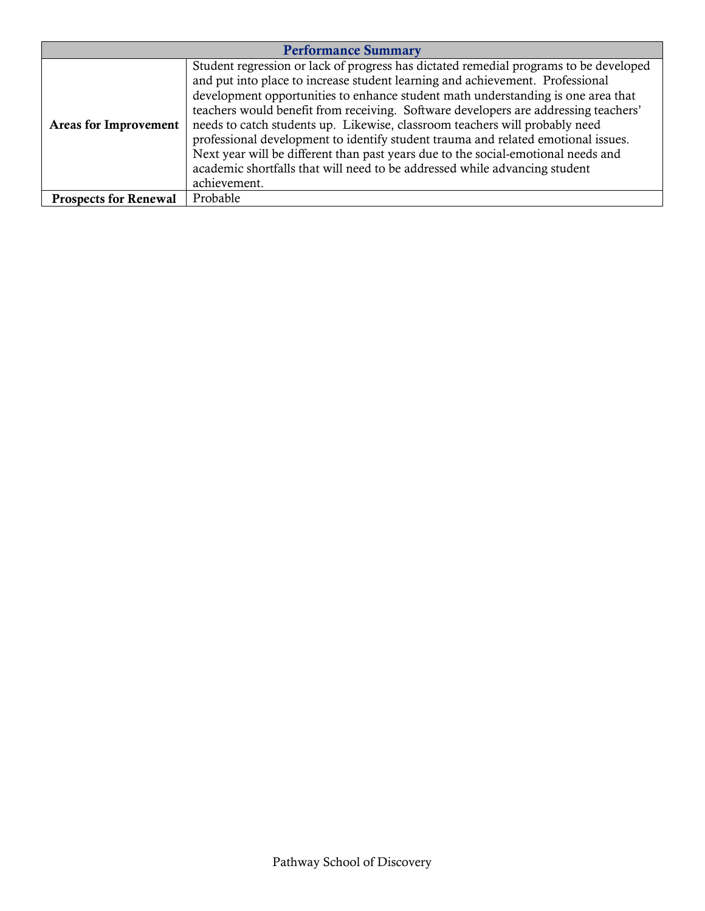| Performance Summary | |
|---|---|
| **Areas for Improvement** | Student regression or lack of progress has dictated remedial programs to be developed and put into place to increase student learning and achievement. Professional development opportunities to enhance student math understanding is one area that teachers would benefit from receiving. Software developers are addressing teachers' needs to catch students up. Likewise, classroom teachers will probably need professional development to identify student trauma and related emotional issues. Next year will be different than past years due to the social-emotional needs and academic shortfalls that will need to be addressed while advancing student achievement. |
| **Prospects for Renewal** | Probable |